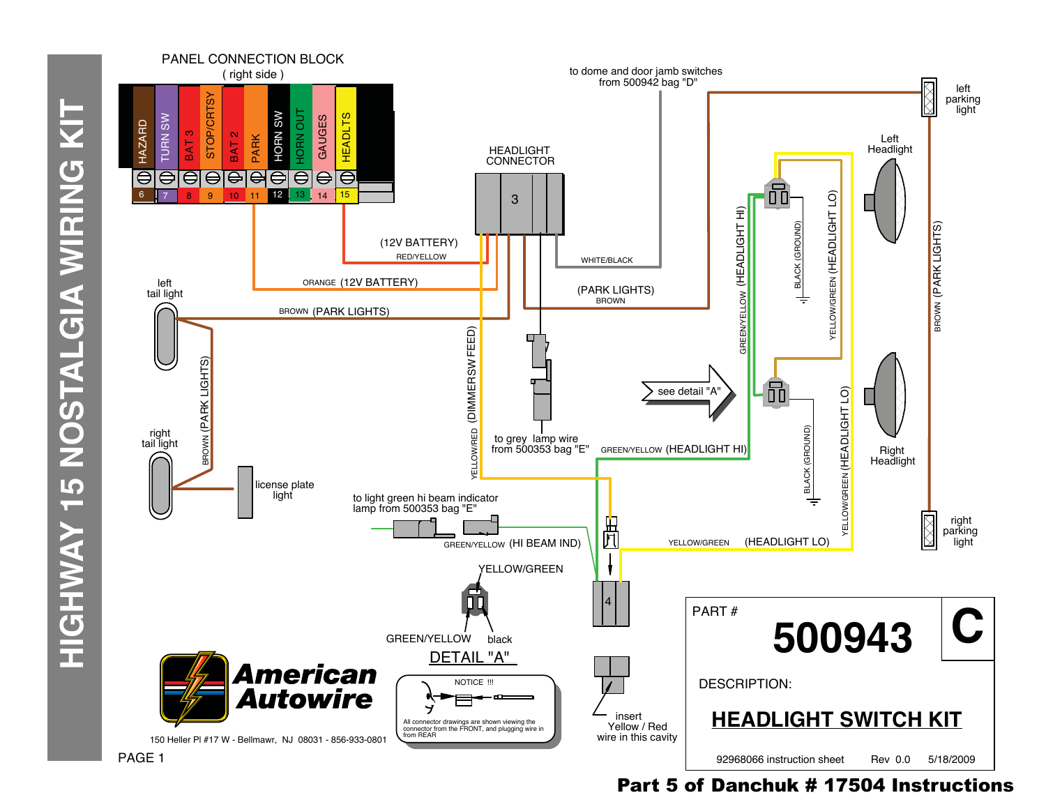# HIGHWAY 15 NOSTALGIA WIRING KIT

PANEL CONNECTION BLOCK
( right side )

| HAZARD | TURN SW | BAT 3 | STOP/CRTSY | BAT 2 | PARK | HORN SW | HORN OUT | GAUGES | HEADLTS |
|---|---|---|---|---|---|---|---|---|---|
| 6 | 7 | 8 | 9 | 10 | 11 | 12 | 13 | 14 | 15 |

HEADLIGHT CONNECTOR

3

to dome and door jamb switches from 500942 bag "D"

(12V BATTERY) RED/YELLOW

ORANGE (12V BATTERY)

WHITE/BLACK

(PARK LIGHTS) BROWN

BROWN (PARK LIGHTS)

left tail light

right tail light

BROWN (PARK LIGHTS)

license plate light

YELLOW/RED (DIMMERSW FEED)

to grey lamp wire from 500353 bag "E"

to light green hi beam indicator lamp from 500353 bag "E"

GREEN/YELLOW (HI BEAM IND)

GREEN/YELLOW (HEADLIGHT HI)

YELLOW/GREEN (HEADLIGHT LO)

GREEN/YELLOW (HEADLIGHT HI)

BLACK (GROUND)

YELLOW/GREEN (HEADLIGHT LO)

BLACK (GROUND)

YELLOW/GREEN (HEADLIGHT LO)

see detail "A"

left parking light

Left Headlight

Right Headlight

right parking light

BROWN (PARK LIGHTS)

4

insert Yellow / Red wire in this cavity

YELLOW/GREEN

GREEN/YELLOW black

DETAIL "A"

NOTICE !!!

All connector drawings are shown viewing the connector from the FRONT, and plugging wire in from REAR

**American Autowire**

150 Heller Pl #17 W - Bellmawr, NJ 08031 - 856-933-0801

PAGE 1

| PART # | 500943 | C |
|---|---|---|

DESCRIPTION:

**HEADLIGHT SWITCH KIT**

92968066 instruction sheet Rev 0.0 5/18/2009

**Part 5 of Danchuk # 17504 Instructions**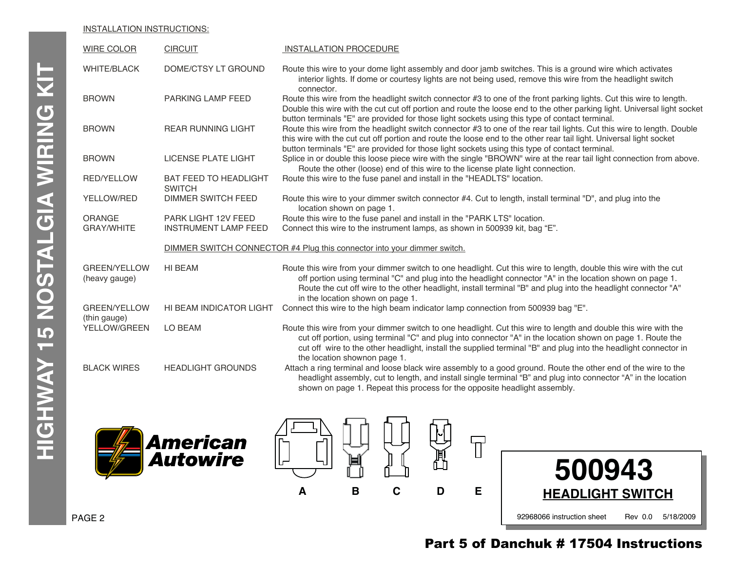INSTALLATION INSTRUCTIONS:

| WIRE COLOR | CIRCUIT | INSTALLATION PROCEDURE |
|---|---|---|
| WHITE/BLACK | DOME/CTSY LT GROUND | Route this wire to your dome light assembly and door jamb switches. This is a ground wire which activates interior lights. If dome or courtesy lights are not being used, remove this wire from the headlight switch connector. |
| BROWN | PARKING LAMP FEED | Route this wire from the headlight switch connector #3 to one of the front parking lights. Cut this wire to length. Double this wire with the cut cut off portion and route the loose end to the other parking light. Universal light socket button terminals "E" are provided for those light sockets using this type of contact terminal. |
| BROWN | REAR RUNNING LIGHT | Route this wire from the headlight switch connector #3 to one of the rear tail lights. Cut this wire to length. Double this wire with the cut cut off portion and route the loose end to the other rear tail light. Universal light socket button terminals "E" are provided for those light sockets using this type of contact terminal. |
| BROWN | LICENSE PLATE LIGHT | Splice in or double this loose piece wire with the single "BROWN" wire at the rear tail light connection from above. Route the other (loose) end of this wire to the license plate light connection. |
| RED/YELLOW | BAT FEED TO HEADLIGHT SWITCH | Route this wire to the fuse panel and install in the "HEADLTS" location. |
| YELLOW/RED | DIMMER SWITCH FEED | Route this wire to your dimmer switch connector #4. Cut to length, install terminal "D", and plug into the location shown on page 1. |
| ORANGE | PARK LIGHT 12V FEED | Route this wire to the fuse panel and install in the "PARK LTS" location. |
| GRAY/WHITE | INSTRUMENT LAMP FEED | Connect this wire to the instrument lamps, as shown in 500939 kit, bag "E". |

DIMMER SWITCH CONNECTOR #4 Plug this connector into your dimmer switch.

| WIRE COLOR | CIRCUIT | INSTALLATION PROCEDURE |
|---|---|---|
| GREEN/YELLOW (heavy gauge) | HI BEAM | Route this wire from your dimmer switch to one headlight. Cut this wire to length, double this wire with the cut off portion using terminal "C" and plug into the headlight connector "A" in the location shown on page 1. Route the cut off wire to the other headlight, install terminal "B" and plug into the headlight connector "A" in the location shown on page 1. |
| GREEN/YELLOW (thin gauge) | HI BEAM INDICATOR LIGHT | Connect this wire to the high beam indicator lamp connection from 500939 bag "E". |
| YELLOW/GREEN | LO BEAM | Route this wire from your dimmer switch to one headlight. Cut this wire to length and double this wire with the cut off portion, using terminal "C" and plug into connector "A" in the location shown on page 1. Route the cut off wire to the other headlight, install the supplied terminal "B" and plug into the headlight connector in the location shownon page 1. |
| BLACK WIRES | HEADLIGHT GROUNDS | Attach a ring terminal and loose black wire assembly to a good ground. Route the other end of the wire to the headlight assembly, cut to length, and install single terminal "B" and plug into connector "A" in the location shown on page 1. Repeat this process for the opposite headlight assembly. |

American Autowire

A B C D E

# 500943

## HEADLIGHT SWITCH

92968066 instruction sheet Rev 0.0 5/18/2009

**Part 5 of Danchuk # 17504 Instructions**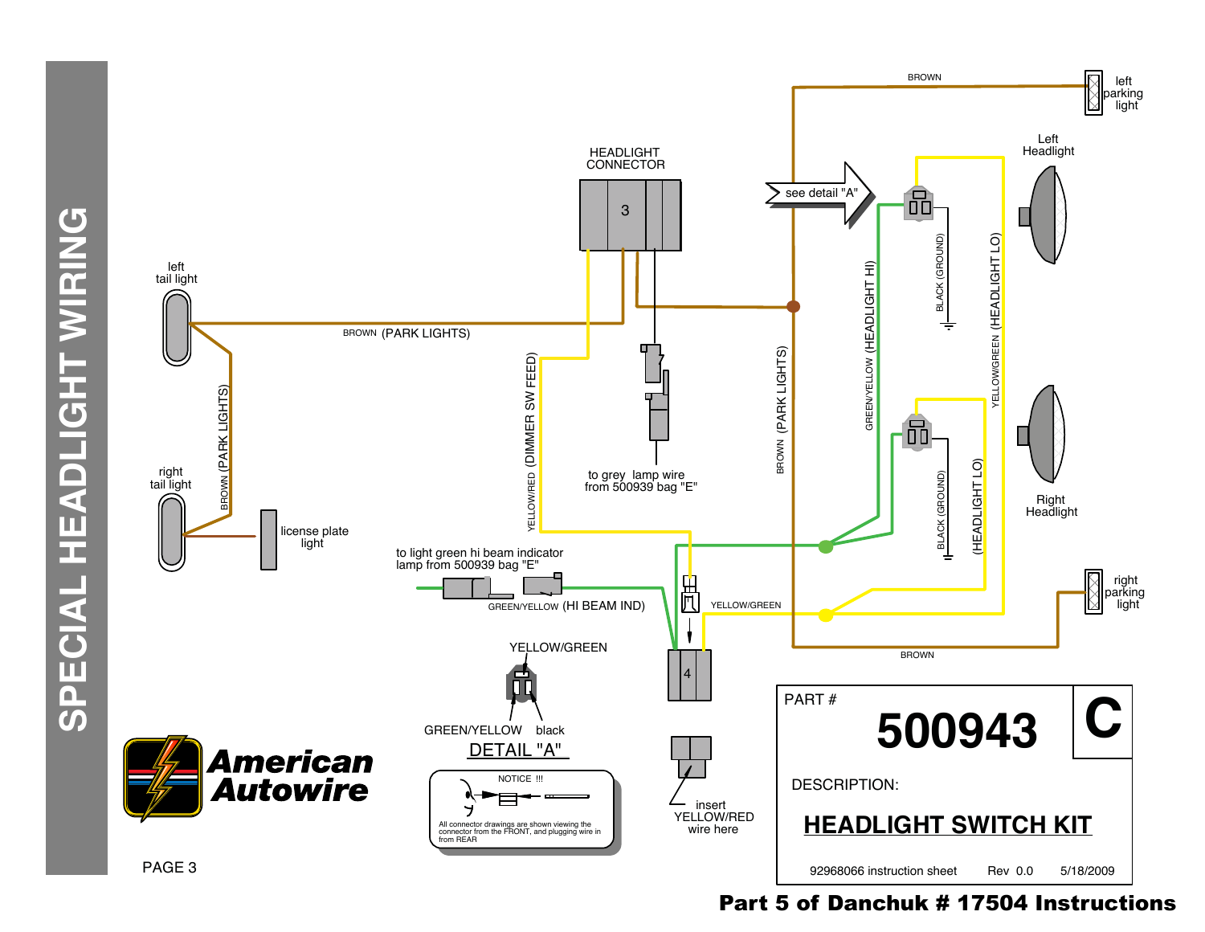# SPECIAL HEADLIGHT WIRING

left tail light

right tail light

BROWN (PARK LIGHTS)

license plate light

HEADLIGHT CONNECTOR

3

YELLOW/RED (DIMMER SW FEED)

to grey lamp wire from 500939 bag "E"

BROWN (PARK LIGHTS)

see detail "A"

BROWN

left parking light

Left Headlight

GREEN/YELLOW (HEADLIGHT HI)

BLACK (GROUND)

YELLOW/GREEN (HEADLIGHT LO)

BLACK (GROUND)

(HEADLIGHT LO)

Right Headlight

right parking light

to light green hi beam indicator lamp from 500939 bag "E"

GREEN/YELLOW (HI BEAM IND)

YELLOW/GREEN

4

BROWN

YELLOW/GREEN

GREEN/YELLOW black

## DETAIL "A"

NOTICE !!!

All connector drawings are shown viewing the connector from the FRONT, and plugging wire in from REAR

insert YELLOW/RED wire here

**American Autowire**

PAGE 3

PART #

**500943**

**C**

DESCRIPTION:

**HEADLIGHT SWITCH KIT**

92968066 instruction sheet Rev 0.0 5/18/2009

**Part 5 of Danchuk # 17504 Instructions**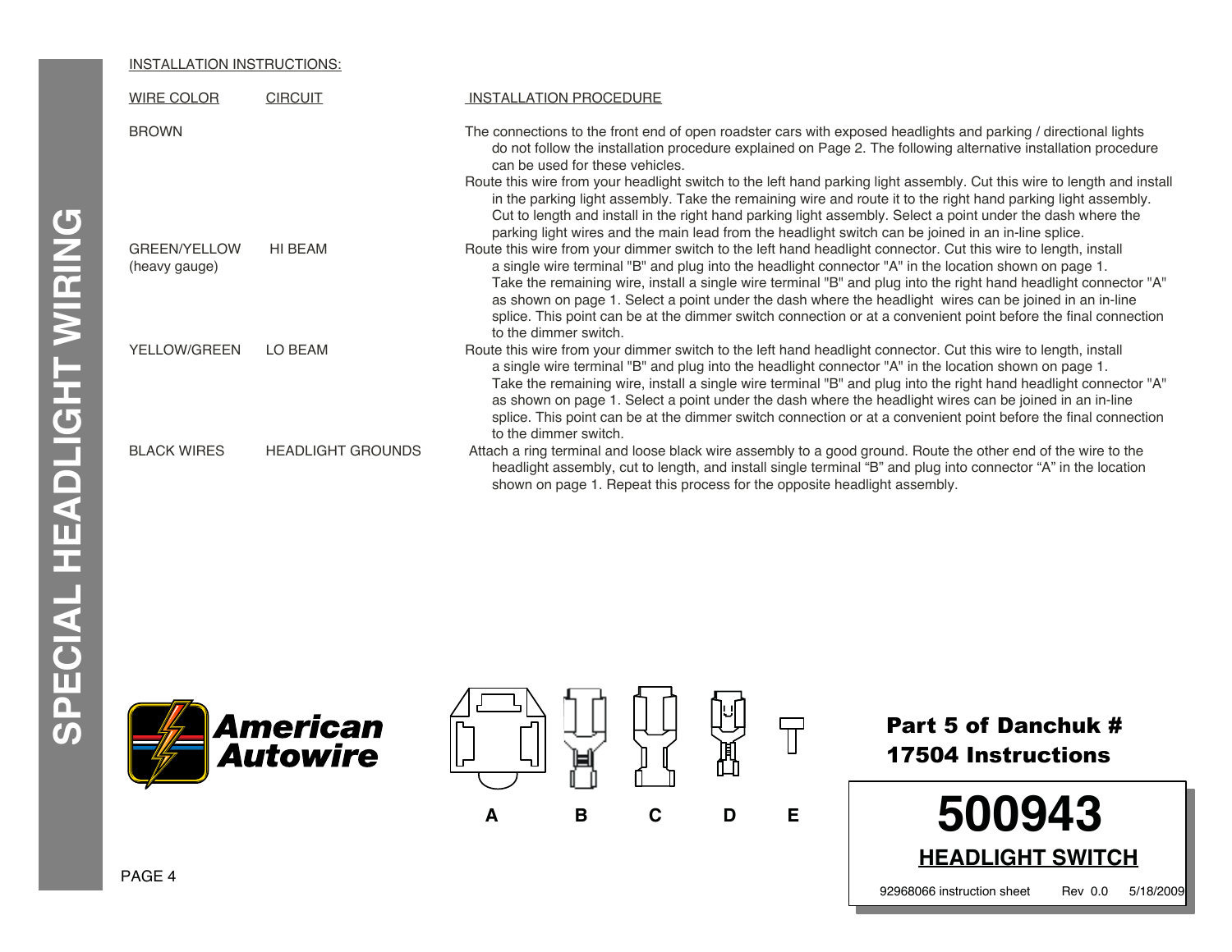# SPECIAL HEADLIGHT WIRING

INSTALLATION INSTRUCTIONS:

| WIRE COLOR | CIRCUIT | INSTALLATION PROCEDURE |
|---|---|---|
| BROWN | | The connections to the front end of open roadster cars with exposed headlights and parking / directional lights do not follow the installation procedure explained on Page 2. The following alternative installation procedure can be used for these vehicles. Route this wire from your headlight switch to the left hand parking light assembly. Cut this wire to length and install in the parking light assembly. Take the remaining wire and route it to the right hand parking light assembly. Cut to length and install in the right hand parking light assembly. Select a point under the dash where the parking light wires and the main lead from the headlight switch can be joined in an in-line splice. |
| GREEN/YELLOW (heavy gauge) | HI BEAM | Route this wire from your dimmer switch to the left hand headlight connector. Cut this wire to length, install a single wire terminal "B" and plug into the headlight connector "A" in the location shown on page 1. Take the remaining wire, install a single wire terminal "B" and plug into the right hand headlight connector "A" as shown on page 1. Select a point under the dash where the headlight wires can be joined in an in-line splice. This point can be at the dimmer switch connection or at a convenient point before the final connection to the dimmer switch. |
| YELLOW/GREEN | LO BEAM | Route this wire from your dimmer switch to the left hand headlight connector. Cut this wire to length, install a single wire terminal "B" and plug into the headlight connector "A" in the location shown on page 1. Take the remaining wire, install a single wire terminal "B" and plug into the right hand headlight connector "A" as shown on page 1. Select a point under the dash where the headlight wires can be joined in an in-line splice. This point can be at the dimmer switch connection or at a convenient point before the final connection to the dimmer switch. |
| BLACK WIRES | HEADLIGHT GROUNDS | Attach a ring terminal and loose black wire assembly to a good ground. Route the other end of the wire to the headlight assembly, cut to length, and install single terminal “B” and plug into connector “A” in the location shown on page 1. Repeat this process for the opposite headlight assembly. |

American Autowire

A B C D E

**Part 5 of Danchuk # 17504 Instructions**

**500943**

**HEADLIGHT SWITCH**

92968066 instruction sheet Rev 0.0 5/18/2009